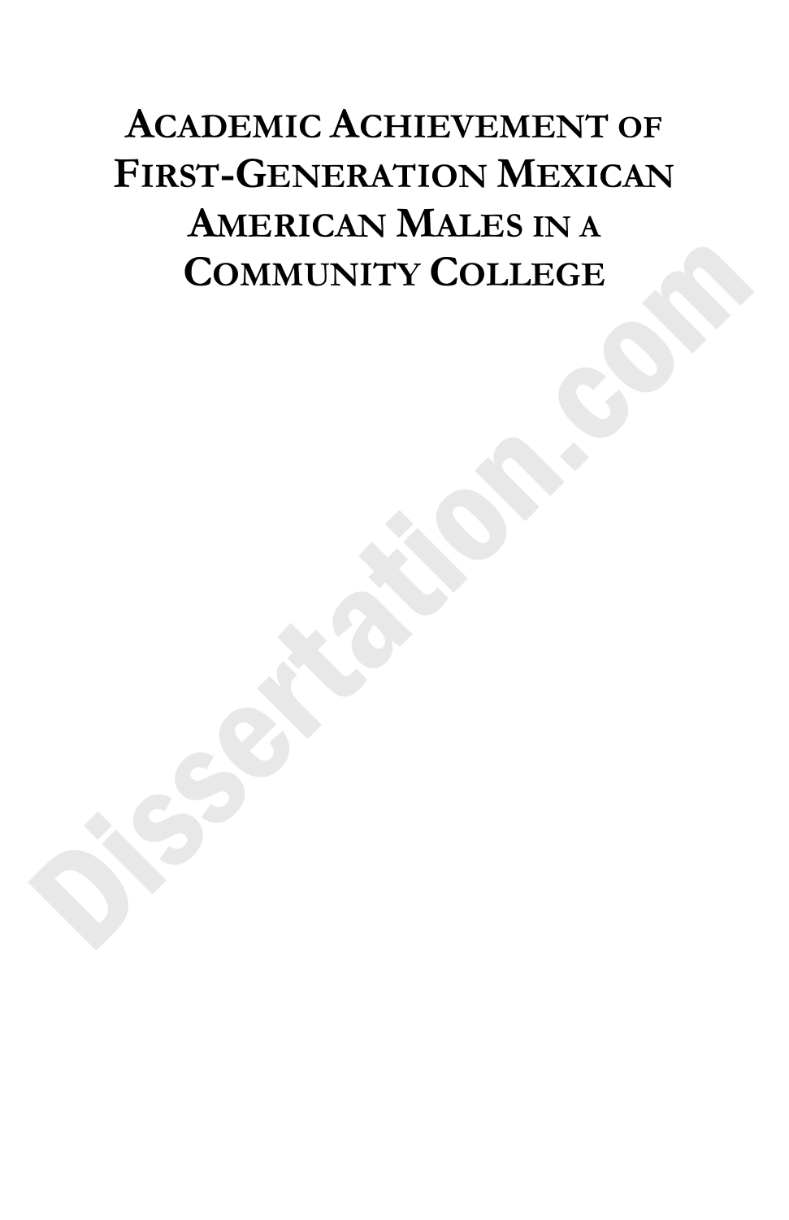# Academic Achievement of First-Generation Mexican American Males in a Community College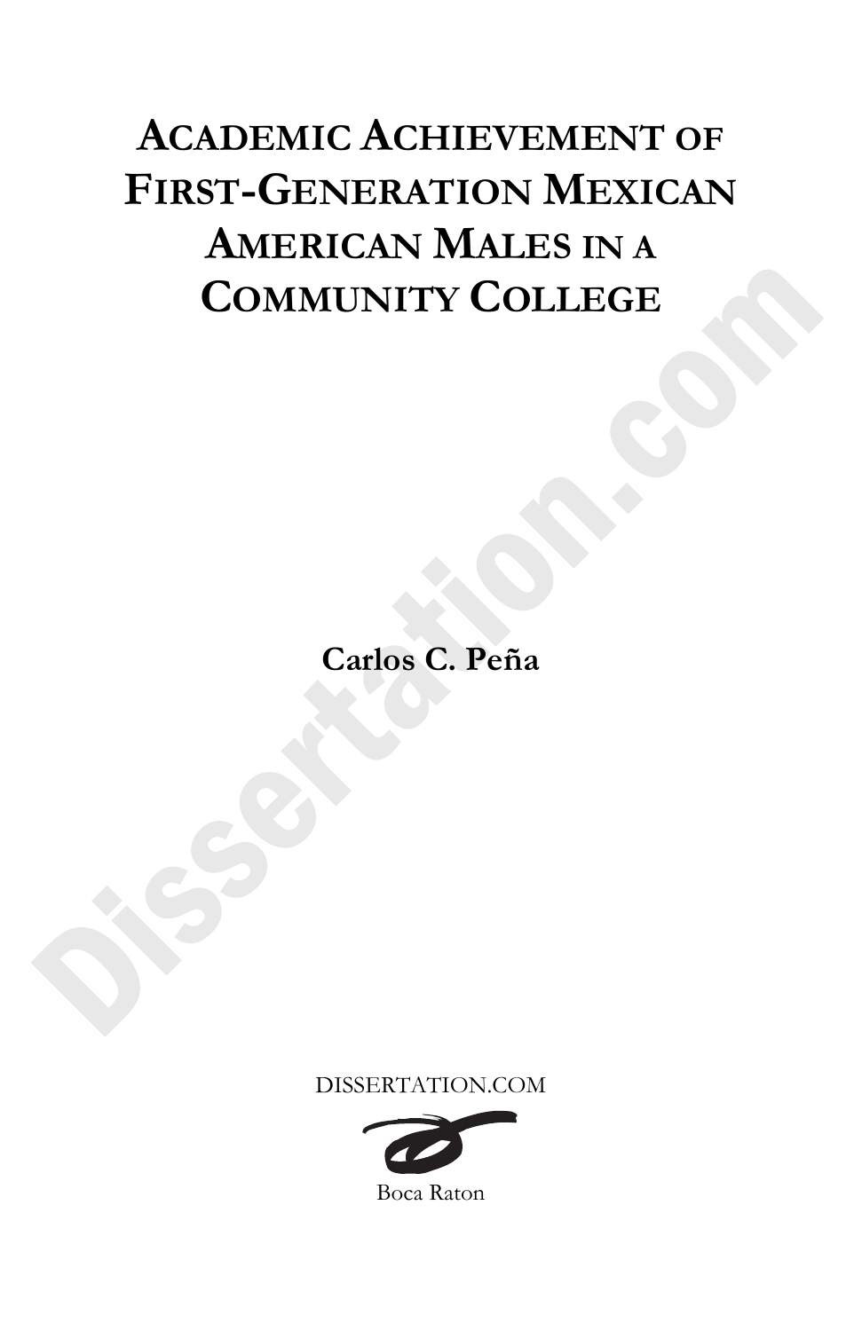# Academic Achievement of First-Generation Mexican American Males in a Community College

**Carlos C. Peña**

DISSERTATION.COM

Boca Raton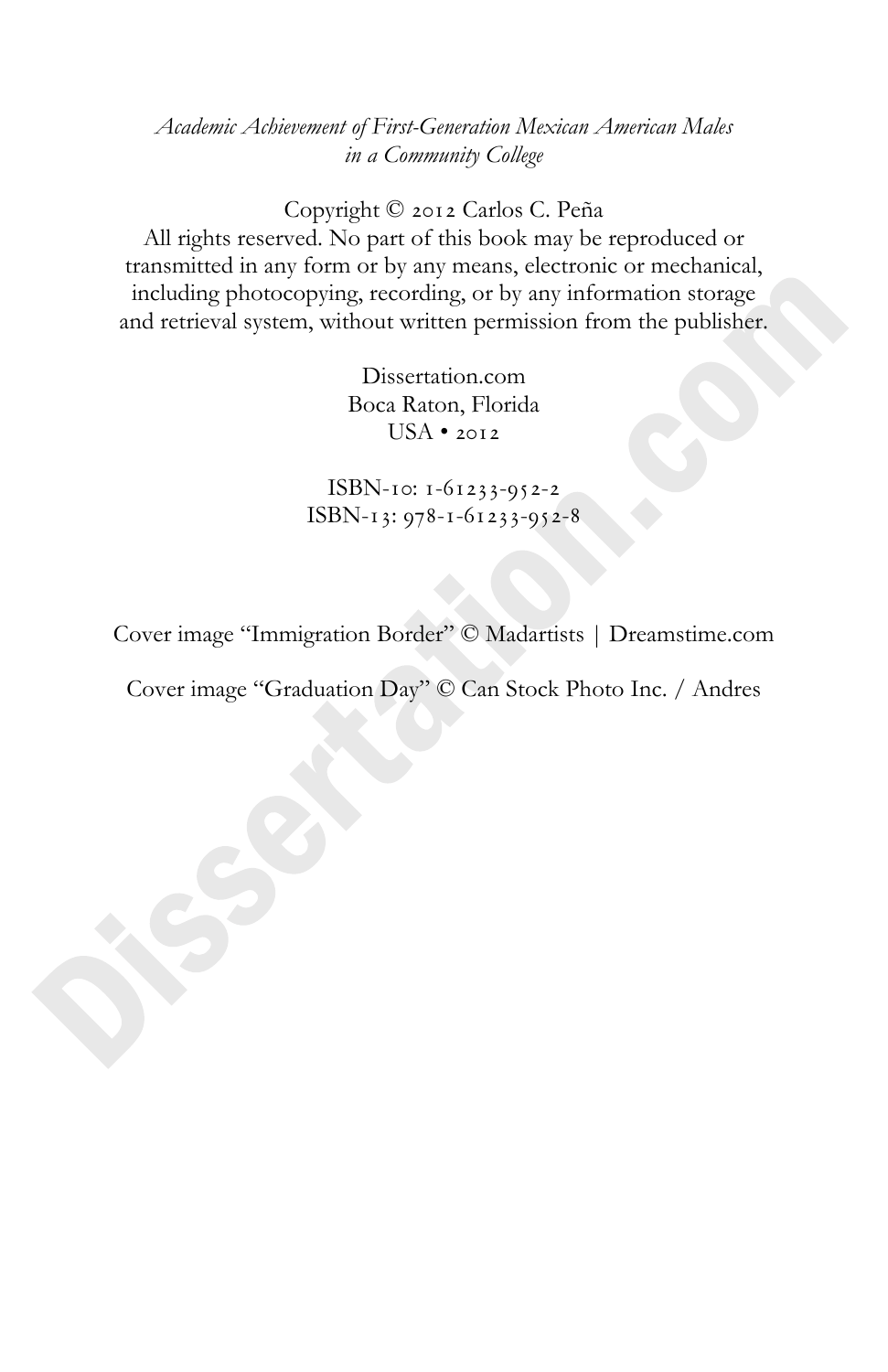*Academic Achievement of First-Generation Mexican American Males in a Community College*

Copyright © 2012 Carlos C. Peña
All rights reserved. No part of this book may be reproduced or transmitted in any form or by any means, electronic or mechanical, including photocopying, recording, or by any information storage and retrieval system, without written permission from the publisher.

Dissertation.com
Boca Raton, Florida
USA • 2012

ISBN-10: 1-61233-952-2
ISBN-13: 978-1-61233-952-8

Cover image "Immigration Border" © Madartists | Dreamstime.com

Cover image "Graduation Day" © Can Stock Photo Inc. / Andres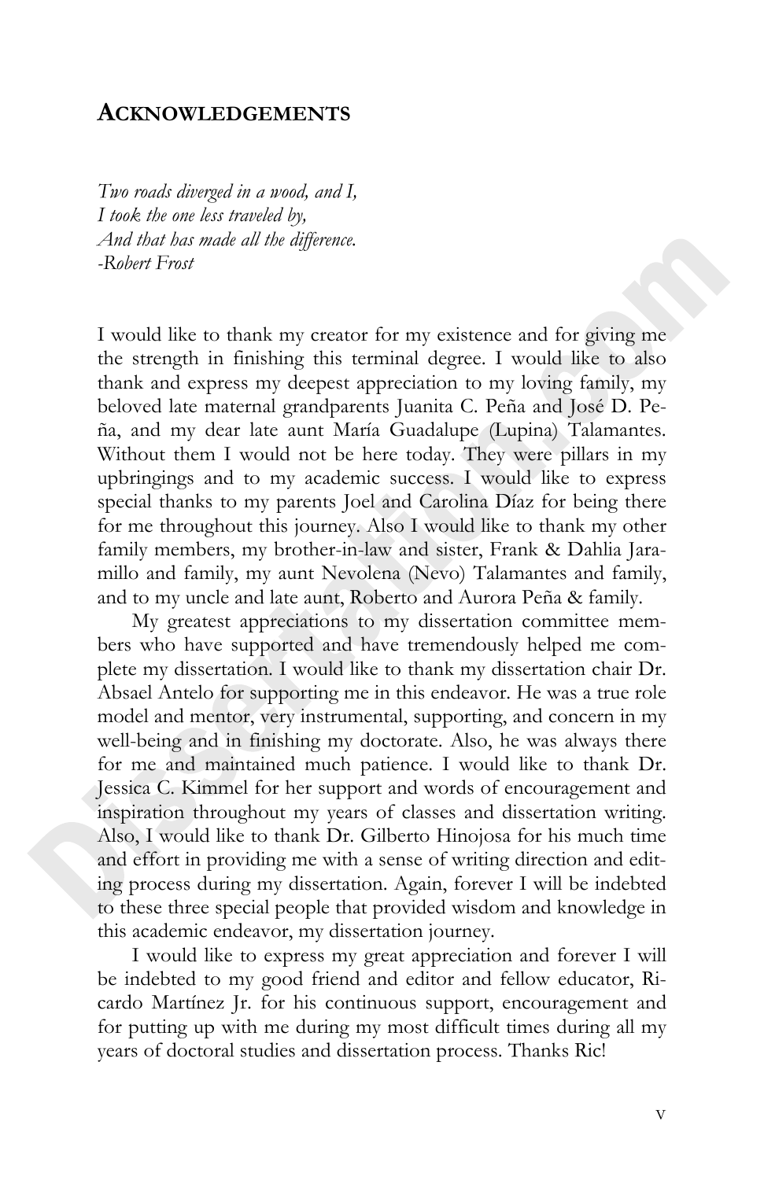## ACKNOWLEDGEMENTS

*Two roads diverged in a wood, and I,*
*I took the one less traveled by,*
*And that has made all the difference.*
*-Robert Frost*

I would like to thank my creator for my existence and for giving me the strength in finishing this terminal degree. I would like to also thank and express my deepest appreciation to my loving family, my beloved late maternal grandparents Juanita C. Peña and José D. Peña, and my dear late aunt María Guadalupe (Lupina) Talamantes. Without them I would not be here today. They were pillars in my upbringings and to my academic success. I would like to express special thanks to my parents Joel and Carolina Díaz for being there for me throughout this journey. Also I would like to thank my other family members, my brother-in-law and sister, Frank & Dahlia Jaramillo and family, my aunt Nevolena (Nevo) Talamantes and family, and to my uncle and late aunt, Roberto and Aurora Peña & family.

My greatest appreciations to my dissertation committee members who have supported and have tremendously helped me complete my dissertation. I would like to thank my dissertation chair Dr. Absael Antelo for supporting me in this endeavor. He was a true role model and mentor, very instrumental, supporting, and concern in my well-being and in finishing my doctorate. Also, he was always there for me and maintained much patience. I would like to thank Dr. Jessica C. Kimmel for her support and words of encouragement and inspiration throughout my years of classes and dissertation writing. Also, I would like to thank Dr. Gilberto Hinojosa for his much time and effort in providing me with a sense of writing direction and editing process during my dissertation. Again, forever I will be indebted to these three special people that provided wisdom and knowledge in this academic endeavor, my dissertation journey.

I would like to express my great appreciation and forever I will be indebted to my good friend and editor and fellow educator, Ricardo Martínez Jr. for his continuous support, encouragement and for putting up with me during my most difficult times during all my years of doctoral studies and dissertation process. Thanks Ric!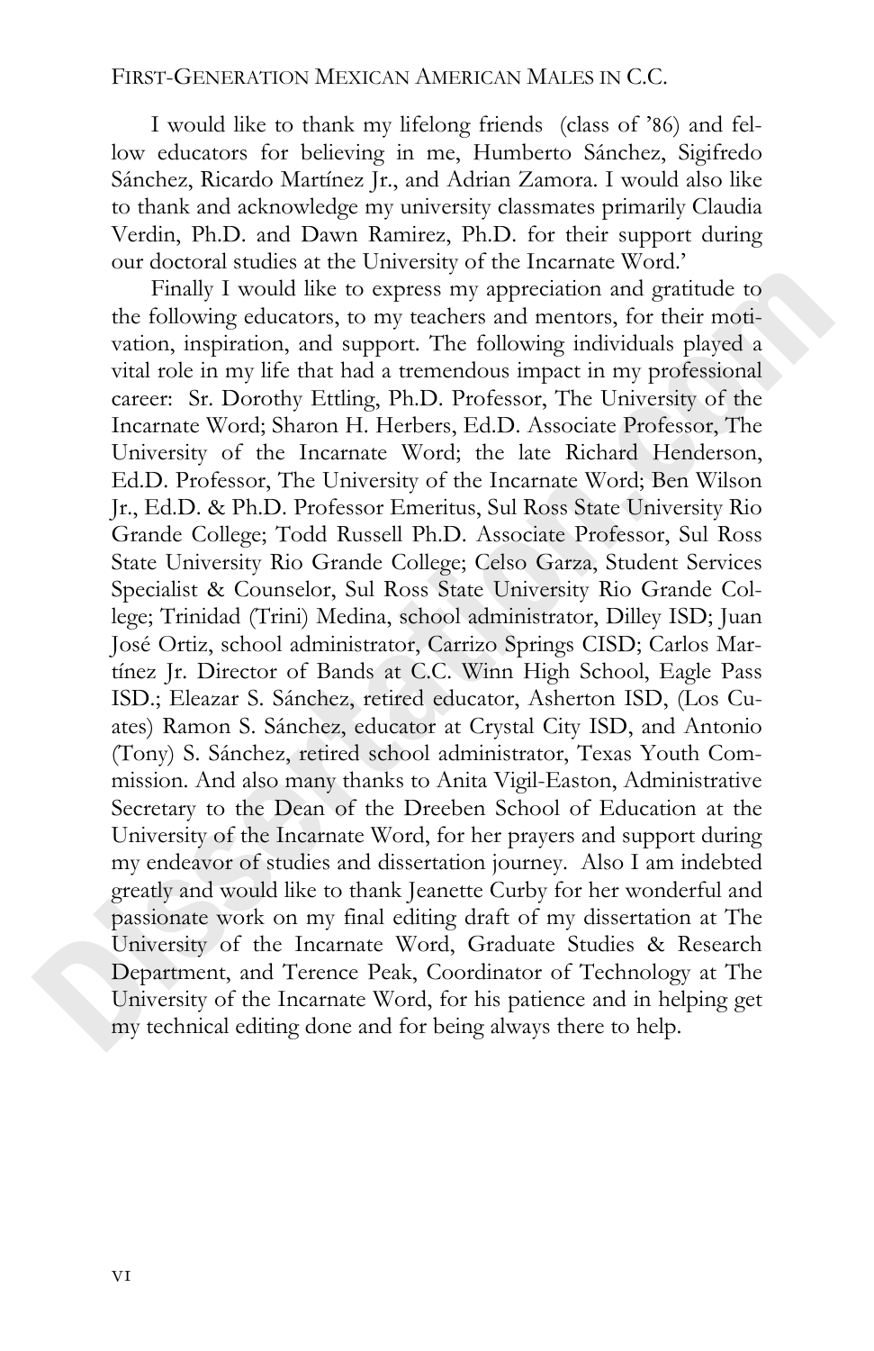I would like to thank my lifelong friends (class of '86) and fellow educators for believing in me, Humberto Sánchez, Sigifredo Sánchez, Ricardo Martínez Jr., and Adrian Zamora. I would also like to thank and acknowledge my university classmates primarily Claudia Verdin, Ph.D. and Dawn Ramirez, Ph.D. for their support during our doctoral studies at the University of the Incarnate Word.'

Finally I would like to express my appreciation and gratitude to the following educators, to my teachers and mentors, for their motivation, inspiration, and support. The following individuals played a vital role in my life that had a tremendous impact in my professional career: Sr. Dorothy Ettling, Ph.D. Professor, The University of the Incarnate Word; Sharon H. Herbers, Ed.D. Associate Professor, The University of the Incarnate Word; the late Richard Henderson, Ed.D. Professor, The University of the Incarnate Word; Ben Wilson Jr., Ed.D. & Ph.D. Professor Emeritus, Sul Ross State University Rio Grande College; Todd Russell Ph.D. Associate Professor, Sul Ross State University Rio Grande College; Celso Garza, Student Services Specialist & Counselor, Sul Ross State University Rio Grande College; Trinidad (Trini) Medina, school administrator, Dilley ISD; Juan José Ortiz, school administrator, Carrizo Springs CISD; Carlos Martínez Jr. Director of Bands at C.C. Winn High School, Eagle Pass ISD.; Eleazar S. Sánchez, retired educator, Asherton ISD, (Los Cuates) Ramon S. Sánchez, educator at Crystal City ISD, and Antonio (Tony) S. Sánchez, retired school administrator, Texas Youth Commission. And also many thanks to Anita Vigil-Easton, Administrative Secretary to the Dean of the Dreeben School of Education at the University of the Incarnate Word, for her prayers and support during my endeavor of studies and dissertation journey. Also I am indebted greatly and would like to thank Jeanette Curby for her wonderful and passionate work on my final editing draft of my dissertation at The University of the Incarnate Word, Graduate Studies & Research Department, and Terence Peak, Coordinator of Technology at The University of the Incarnate Word, for his patience and in helping get my technical editing done and for being always there to help.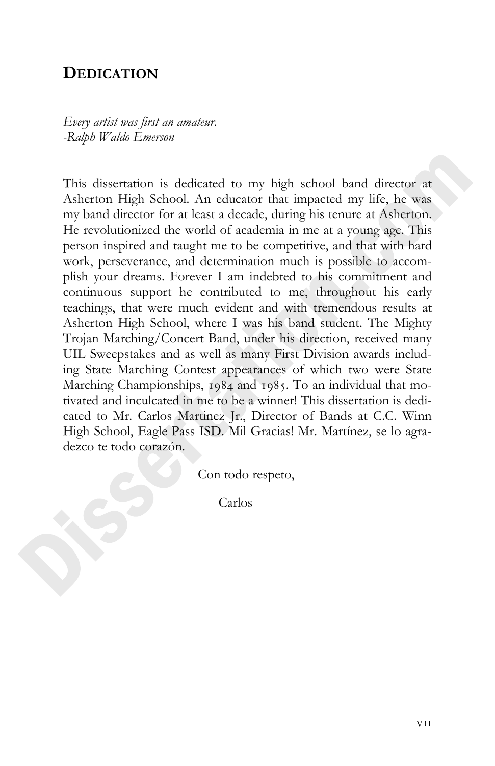## Dedication

*Every artist was first an amateur.*
*-Ralph Waldo Emerson*

This dissertation is dedicated to my high school band director at Asherton High School. An educator that impacted my life, he was my band director for at least a decade, during his tenure at Asherton. He revolutionized the world of academia in me at a young age. This person inspired and taught me to be competitive, and that with hard work, perseverance, and determination much is possible to accomplish your dreams. Forever I am indebted to his commitment and continuous support he contributed to me, throughout his early teachings, that were much evident and with tremendous results at Asherton High School, where I was his band student. The Mighty Trojan Marching/Concert Band, under his direction, received many UIL Sweepstakes and as well as many First Division awards including State Marching Contest appearances of which two were State Marching Championships, 1984 and 1985. To an individual that motivated and inculcated in me to be a winner! This dissertation is dedicated to Mr. Carlos Martinez Jr., Director of Bands at C.C. Winn High School, Eagle Pass ISD. Mil Gracias! Mr. Martínez, se lo agradezco te todo corazón.

Con todo respeto,

Carlos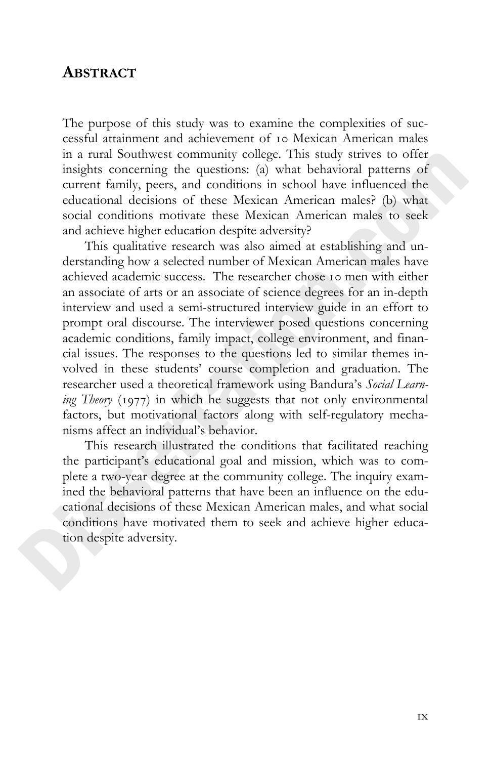## Abstract

The purpose of this study was to examine the complexities of successful attainment and achievement of 10 Mexican American males in a rural Southwest community college. This study strives to offer insights concerning the questions: (a) what behavioral patterns of current family, peers, and conditions in school have influenced the educational decisions of these Mexican American males? (b) what social conditions motivate these Mexican American males to seek and achieve higher education despite adversity?

This qualitative research was also aimed at establishing and understanding how a selected number of Mexican American males have achieved academic success. The researcher chose 10 men with either an associate of arts or an associate of science degrees for an in-depth interview and used a semi-structured interview guide in an effort to prompt oral discourse. The interviewer posed questions concerning academic conditions, family impact, college environment, and financial issues. The responses to the questions led to similar themes involved in these students' course completion and graduation. The researcher used a theoretical framework using Bandura's *Social Learning Theory* (1977) in which he suggests that not only environmental factors, but motivational factors along with self-regulatory mechanisms affect an individual's behavior.

This research illustrated the conditions that facilitated reaching the participant's educational goal and mission, which was to complete a two-year degree at the community college. The inquiry examined the behavioral patterns that have been an influence on the educational decisions of these Mexican American males, and what social conditions have motivated them to seek and achieve higher education despite adversity.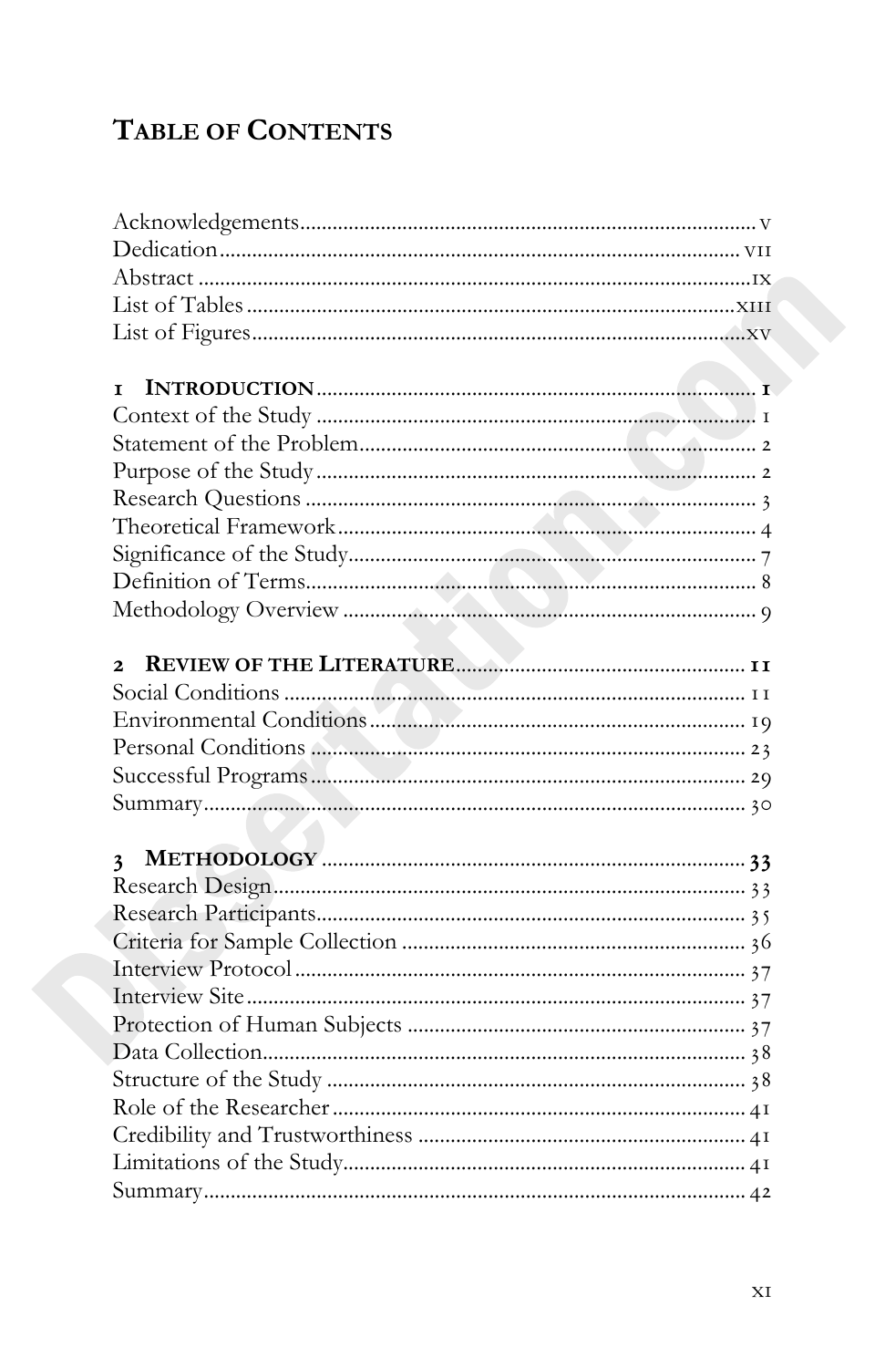# Table of Contents

Acknowledgements .......... v
Dedication .......... vii
Abstract .......... ix
List of Tables .......... xiii
List of Figures .......... xv

**1 Introduction** .......... **1**
Context of the Study .......... 1
Statement of the Problem .......... 2
Purpose of the Study .......... 2
Research Questions .......... 3
Theoretical Framework .......... 4
Significance of the Study .......... 7
Definition of Terms .......... 8
Methodology Overview .......... 9

**2 Review of the Literature** .......... **11**
Social Conditions .......... 11
Environmental Conditions .......... 19
Personal Conditions .......... 23
Successful Programs .......... 29
Summary .......... 30

**3 Methodology** .......... **33**
Research Design .......... 33
Research Participants .......... 35
Criteria for Sample Collection .......... 36
Interview Protocol .......... 37
Interview Site .......... 37
Protection of Human Subjects .......... 37
Data Collection .......... 38
Structure of the Study .......... 38
Role of the Researcher .......... 41
Credibility and Trustworthiness .......... 41
Limitations of the Study .......... 41
Summary .......... 42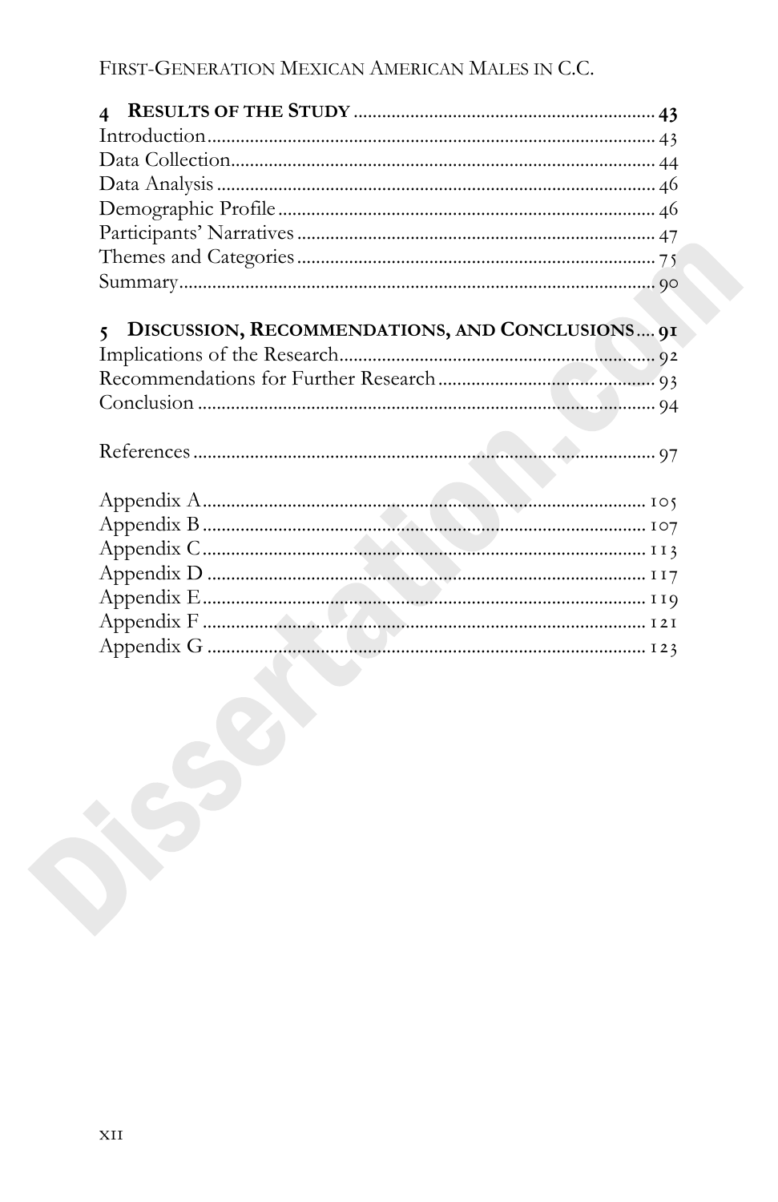**4 RESULTS OF THE STUDY** .......... **43**
Introduction .......... 43
Data Collection .......... 44
Data Analysis .......... 46
Demographic Profile .......... 46
Participants' Narratives .......... 47
Themes and Categories .......... 75
Summary .......... 90

**5 DISCUSSION, RECOMMENDATIONS, AND CONCLUSIONS** .......... **91**
Implications of the Research .......... 92
Recommendations for Further Research .......... 93
Conclusion .......... 94

References .......... 97

Appendix A .......... 105
Appendix B .......... 107
Appendix C .......... 113
Appendix D .......... 117
Appendix E .......... 119
Appendix F .......... 121
Appendix G .......... 123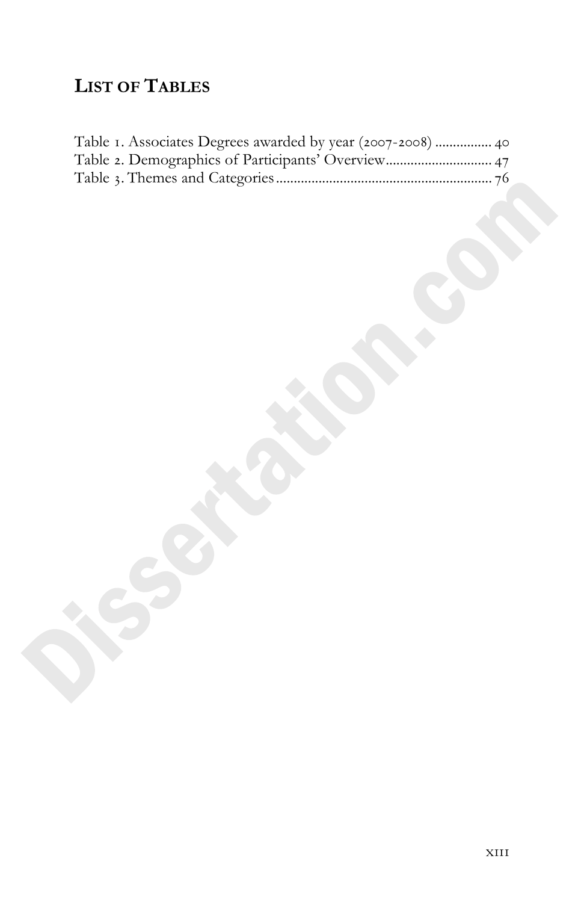# List of Tables

Table 1. Associates Degrees awarded by year (2007-2008) ................ 40
Table 2. Demographics of Participants' Overview.............................. 47
Table 3. Themes and Categories............................................................ 76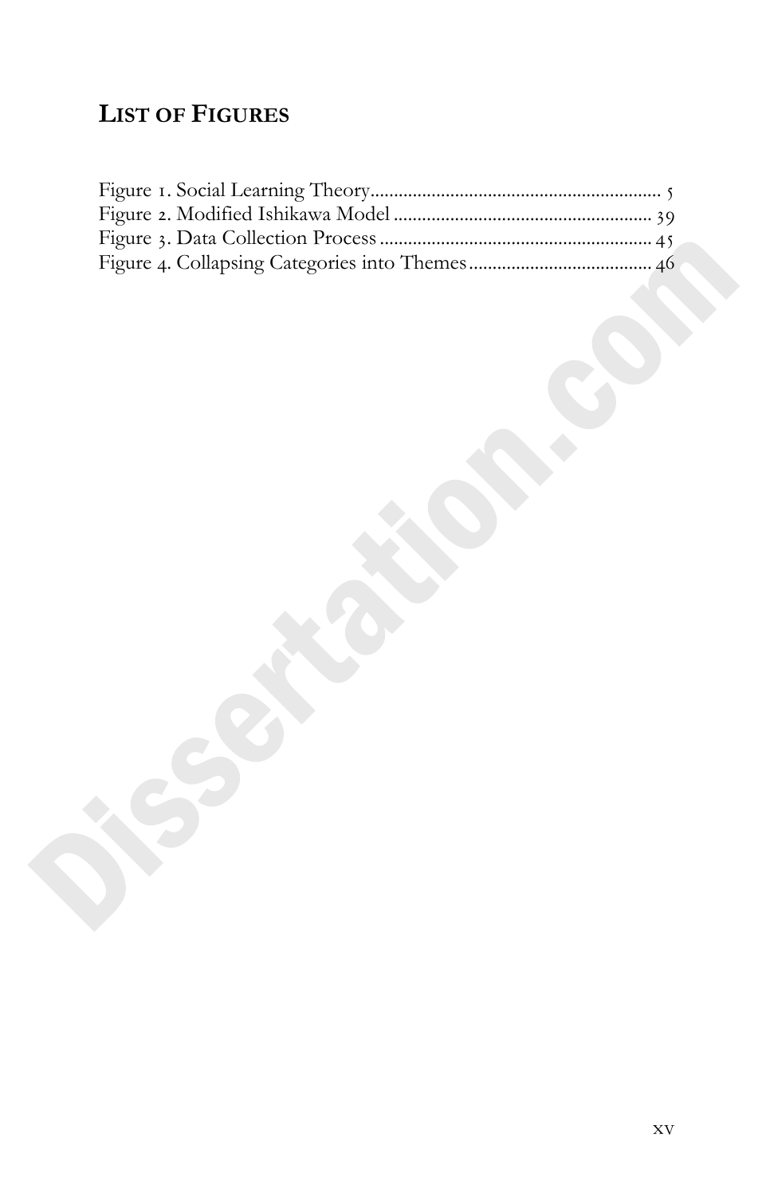# LIST OF FIGURES

Figure 1. Social Learning Theory ........................................................... 5
Figure 2. Modified Ishikawa Model ..................................................... 39
Figure 3. Data Collection Process ........................................................ 45
Figure 4. Collapsing Categories into Themes ...................................... 46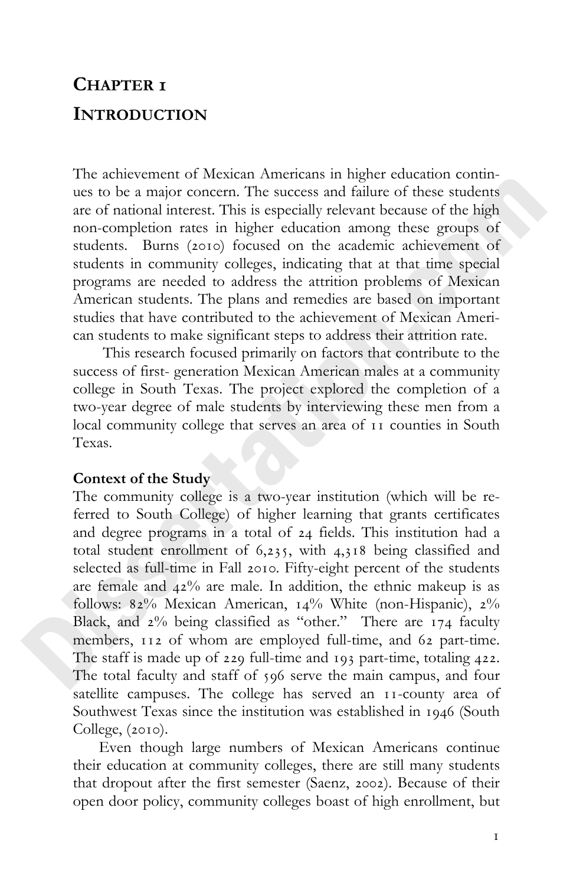# Chapter 1

# Introduction

The achievement of Mexican Americans in higher education continues to be a major concern. The success and failure of these students are of national interest. This is especially relevant because of the high non-completion rates in higher education among these groups of students. Burns (2010) focused on the academic achievement of students in community colleges, indicating that at that time special programs are needed to address the attrition problems of Mexican American students. The plans and remedies are based on important studies that have contributed to the achievement of Mexican American students to make significant steps to address their attrition rate.

This research focused primarily on factors that contribute to the success of first- generation Mexican American males at a community college in South Texas. The project explored the completion of a two-year degree of male students by interviewing these men from a local community college that serves an area of 11 counties in South Texas.

**Context of the Study**

The community college is a two-year institution (which will be referred to South College) of higher learning that grants certificates and degree programs in a total of 24 fields. This institution had a total student enrollment of 6,235, with 4,318 being classified and selected as full-time in Fall 2010. Fifty-eight percent of the students are female and 42% are male. In addition, the ethnic makeup is as follows: 82% Mexican American, 14% White (non-Hispanic), 2% Black, and 2% being classified as "other." There are 174 faculty members, 112 of whom are employed full-time, and 62 part-time. The staff is made up of 229 full-time and 193 part-time, totaling 422. The total faculty and staff of 596 serve the main campus, and four satellite campuses. The college has served an 11-county area of Southwest Texas since the institution was established in 1946 (South College, (2010).

Even though large numbers of Mexican Americans continue their education at community colleges, there are still many students that dropout after the first semester (Saenz, 2002). Because of their open door policy, community colleges boast of high enrollment, but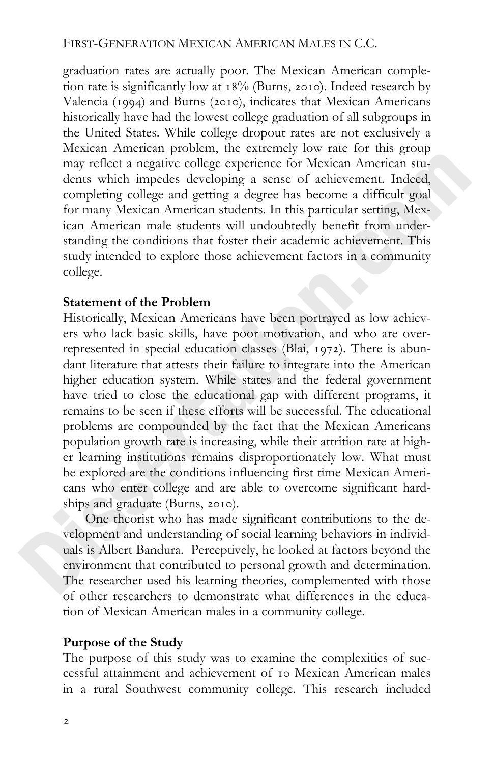graduation rates are actually poor. The Mexican American completion rate is significantly low at 18% (Burns, 2010). Indeed research by Valencia (1994) and Burns (2010), indicates that Mexican Americans historically have had the lowest college graduation of all subgroups in the United States. While college dropout rates are not exclusively a Mexican American problem, the extremely low rate for this group may reflect a negative college experience for Mexican American students which impedes developing a sense of achievement. Indeed, completing college and getting a degree has become a difficult goal for many Mexican American students. In this particular setting, Mexican American male students will undoubtedly benefit from understanding the conditions that foster their academic achievement. This study intended to explore those achievement factors in a community college.

**Statement of the Problem**

Historically, Mexican Americans have been portrayed as low achievers who lack basic skills, have poor motivation, and who are overrepresented in special education classes (Blai, 1972). There is abundant literature that attests their failure to integrate into the American higher education system. While states and the federal government have tried to close the educational gap with different programs, it remains to be seen if these efforts will be successful. The educational problems are compounded by the fact that the Mexican Americans population growth rate is increasing, while their attrition rate at higher learning institutions remains disproportionately low. What must be explored are the conditions influencing first time Mexican Americans who enter college and are able to overcome significant hardships and graduate (Burns, 2010).

One theorist who has made significant contributions to the development and understanding of social learning behaviors in individuals is Albert Bandura. Perceptively, he looked at factors beyond the environment that contributed to personal growth and determination. The researcher used his learning theories, complemented with those of other researchers to demonstrate what differences in the education of Mexican American males in a community college.

**Purpose of the Study**

The purpose of this study was to examine the complexities of successful attainment and achievement of 10 Mexican American males in a rural Southwest community college. This research included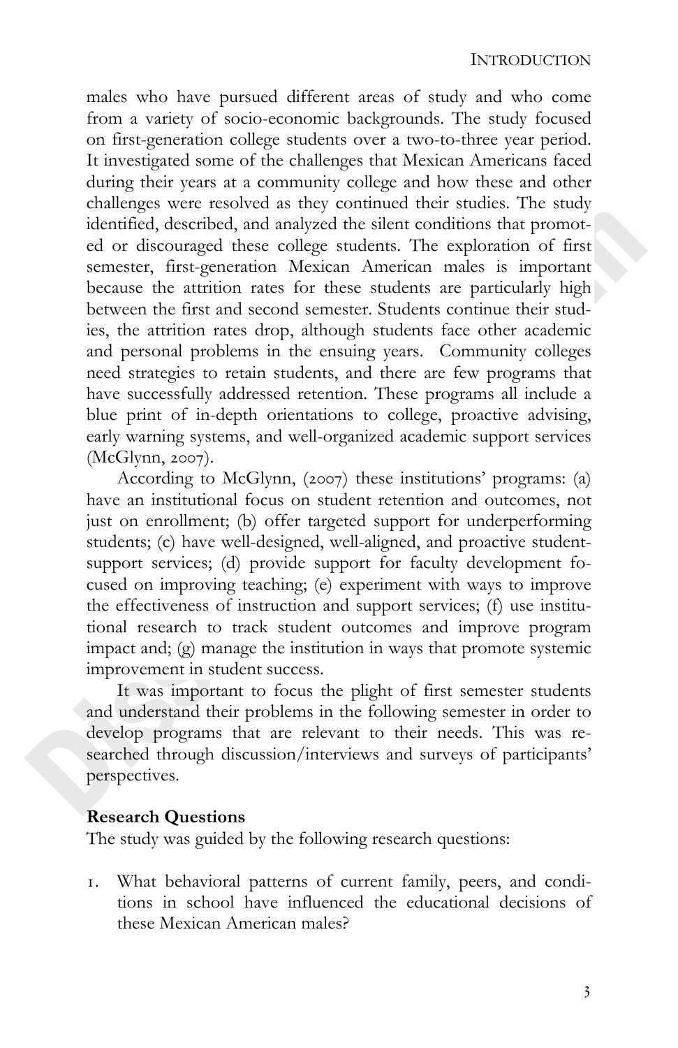males who have pursued different areas of study and who come from a variety of socio-economic backgrounds. The study focused on first-generation college students over a two-to-three year period. It investigated some of the challenges that Mexican Americans faced during their years at a community college and how these and other challenges were resolved as they continued their studies. The study identified, described, and analyzed the silent conditions that promoted or discouraged these college students. The exploration of first semester, first-generation Mexican American males is important because the attrition rates for these students are particularly high between the first and second semester. Students continue their studies, the attrition rates drop, although students face other academic and personal problems in the ensuing years. Community colleges need strategies to retain students, and there are few programs that have successfully addressed retention. These programs all include a blue print of in-depth orientations to college, proactive advising, early warning systems, and well-organized academic support services (McGlynn, 2007).

According to McGlynn, (2007) these institutions' programs: (a) have an institutional focus on student retention and outcomes, not just on enrollment; (b) offer targeted support for underperforming students; (c) have well-designed, well-aligned, and proactive student-support services; (d) provide support for faculty development focused on improving teaching; (e) experiment with ways to improve the effectiveness of instruction and support services; (f) use institutional research to track student outcomes and improve program impact and; (g) manage the institution in ways that promote systemic improvement in student success.

It was important to focus the plight of first semester students and understand their problems in the following semester in order to develop programs that are relevant to their needs. This was researched through discussion/interviews and surveys of participants' perspectives.

**Research Questions**

The study was guided by the following research questions:

1. What behavioral patterns of current family, peers, and conditions in school have influenced the educational decisions of these Mexican American males?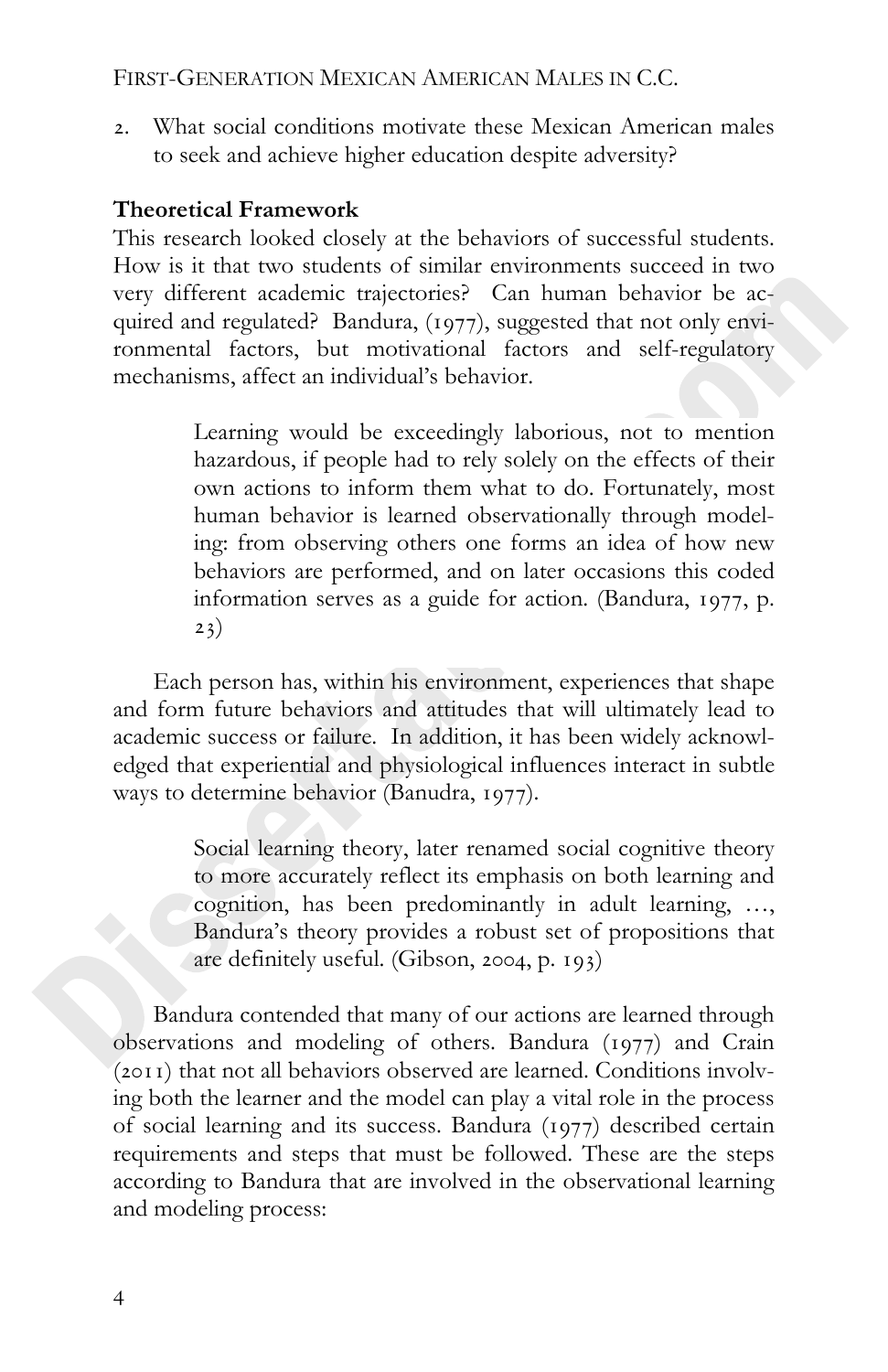2. What social conditions motivate these Mexican American males to seek and achieve higher education despite adversity?

**Theoretical Framework**

This research looked closely at the behaviors of successful students. How is it that two students of similar environments succeed in two very different academic trajectories? Can human behavior be acquired and regulated? Bandura, (1977), suggested that not only environmental factors, but motivational factors and self-regulatory mechanisms, affect an individual's behavior.

> Learning would be exceedingly laborious, not to mention hazardous, if people had to rely solely on the effects of their own actions to inform them what to do. Fortunately, most human behavior is learned observationally through modeling: from observing others one forms an idea of how new behaviors are performed, and on later occasions this coded information serves as a guide for action. (Bandura, 1977, p. 23)

Each person has, within his environment, experiences that shape and form future behaviors and attitudes that will ultimately lead to academic success or failure. In addition, it has been widely acknowledged that experiential and physiological influences interact in subtle ways to determine behavior (Banudra, 1977).

> Social learning theory, later renamed social cognitive theory to more accurately reflect its emphasis on both learning and cognition, has been predominantly in adult learning, …, Bandura's theory provides a robust set of propositions that are definitely useful. (Gibson, 2004, p. 193)

Bandura contended that many of our actions are learned through observations and modeling of others. Bandura (1977) and Crain (2011) that not all behaviors observed are learned. Conditions involving both the learner and the model can play a vital role in the process of social learning and its success. Bandura (1977) described certain requirements and steps that must be followed. These are the steps according to Bandura that are involved in the observational learning and modeling process: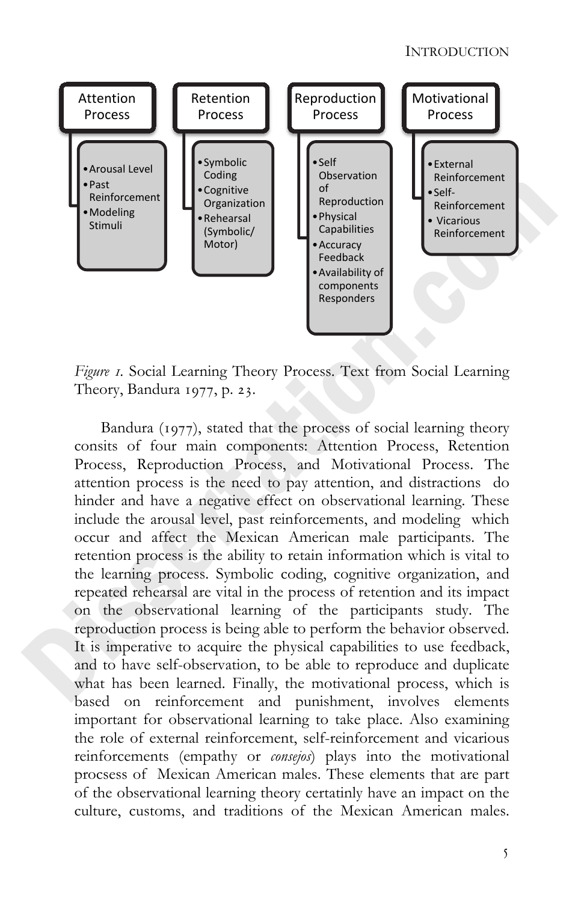**Attention Process**
- Arousal Level
- Past Reinforcement
- Modeling Stimuli

**Retention Process**
- Symbolic Coding
- Cognitive Organization
- Rehearsal (Symbolic/ Motor)

**Reproduction Process**
- Self Observation of Reproduction
- Physical Capabilities
- Accuracy Feedback
- Availability of components Responders

**Motivational Process**
- External Reinforcement
- Self-Reinforcement
- Vicarious Reinforcement

*Figure 1.* Social Learning Theory Process. Text from Social Learning Theory, Bandura 1977, p. 23.

Bandura (1977), stated that the process of social learning theory consits of four main components: Attention Process, Retention Process, Reproduction Process, and Motivational Process. The attention process is the need to pay attention, and distractions do hinder and have a negative effect on observational learning. These include the arousal level, past reinforcements, and modeling which occur and affect the Mexican American male participants. The retention process is the ability to retain information which is vital to the learning process. Symbolic coding, cognitive organization, and repeated rehearsal are vital in the process of retention and its impact on the observational learning of the participants study. The reproduction process is being able to perform the behavior observed. It is imperative to acquire the physical capabilities to use feedback, and to have self-observation, to be able to reproduce and duplicate what has been learned. Finally, the motivational process, which is based on reinforcement and punishment, involves elements important for observational learning to take place. Also examining the role of external reinforcement, self-reinforcement and vicarious reinforcements (empathy or *consejos*) plays into the motivational procsess of Mexican American males. These elements that are part of the observational learning theory certatinly have an impact on the culture, customs, and traditions of the Mexican American males.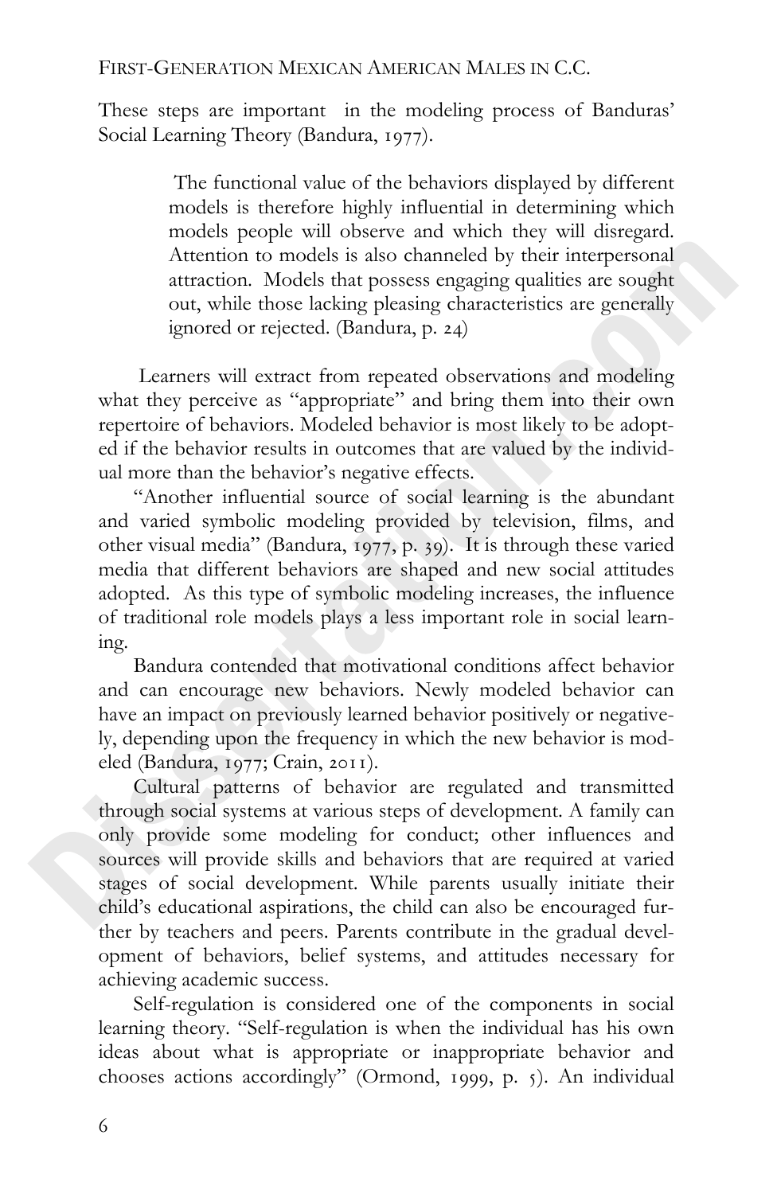These steps are important in the modeling process of Banduras' Social Learning Theory (Bandura, 1977).

> The functional value of the behaviors displayed by different models is therefore highly influential in determining which models people will observe and which they will disregard. Attention to models is also channeled by their interpersonal attraction. Models that possess engaging qualities are sought out, while those lacking pleasing characteristics are generally ignored or rejected. (Bandura, p. 24)

Learners will extract from repeated observations and modeling what they perceive as "appropriate" and bring them into their own repertoire of behaviors. Modeled behavior is most likely to be adopted if the behavior results in outcomes that are valued by the individual more than the behavior's negative effects.

"Another influential source of social learning is the abundant and varied symbolic modeling provided by television, films, and other visual media" (Bandura, 1977, p. 39). It is through these varied media that different behaviors are shaped and new social attitudes adopted. As this type of symbolic modeling increases, the influence of traditional role models plays a less important role in social learning.

Bandura contended that motivational conditions affect behavior and can encourage new behaviors. Newly modeled behavior can have an impact on previously learned behavior positively or negatively, depending upon the frequency in which the new behavior is modeled (Bandura, 1977; Crain, 2011).

Cultural patterns of behavior are regulated and transmitted through social systems at various steps of development. A family can only provide some modeling for conduct; other influences and sources will provide skills and behaviors that are required at varied stages of social development. While parents usually initiate their child's educational aspirations, the child can also be encouraged further by teachers and peers. Parents contribute in the gradual development of behaviors, belief systems, and attitudes necessary for achieving academic success.

Self-regulation is considered one of the components in social learning theory. "Self-regulation is when the individual has his own ideas about what is appropriate or inappropriate behavior and chooses actions accordingly" (Ormond, 1999, p. 5). An individual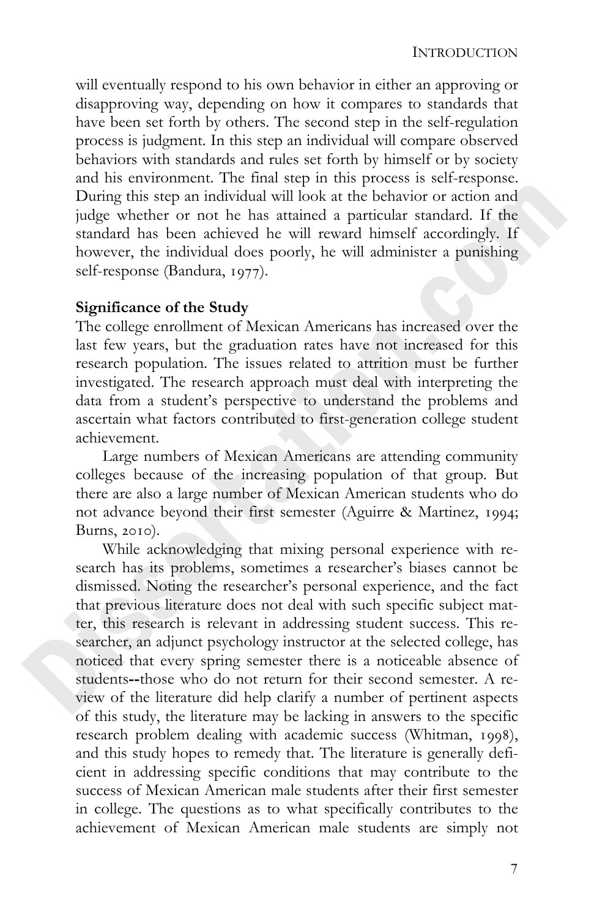will eventually respond to his own behavior in either an approving or disapproving way, depending on how it compares to standards that have been set forth by others. The second step in the self-regulation process is judgment. In this step an individual will compare observed behaviors with standards and rules set forth by himself or by society and his environment. The final step in this process is self-response. During this step an individual will look at the behavior or action and judge whether or not he has attained a particular standard. If the standard has been achieved he will reward himself accordingly. If however, the individual does poorly, he will administer a punishing self-response (Bandura, 1977).

**Significance of the Study**

The college enrollment of Mexican Americans has increased over the last few years, but the graduation rates have not increased for this research population. The issues related to attrition must be further investigated. The research approach must deal with interpreting the data from a student's perspective to understand the problems and ascertain what factors contributed to first-generation college student achievement.

Large numbers of Mexican Americans are attending community colleges because of the increasing population of that group. But there are also a large number of Mexican American students who do not advance beyond their first semester (Aguirre & Martinez, 1994; Burns, 2010).

While acknowledging that mixing personal experience with research has its problems, sometimes a researcher's biases cannot be dismissed. Noting the researcher's personal experience, and the fact that previous literature does not deal with such specific subject matter, this research is relevant in addressing student success. This researcher, an adjunct psychology instructor at the selected college, has noticed that every spring semester there is a noticeable absence of students--those who do not return for their second semester. A review of the literature did help clarify a number of pertinent aspects of this study, the literature may be lacking in answers to the specific research problem dealing with academic success (Whitman, 1998), and this study hopes to remedy that. The literature is generally deficient in addressing specific conditions that may contribute to the success of Mexican American male students after their first semester in college. The questions as to what specifically contributes to the achievement of Mexican American male students are simply not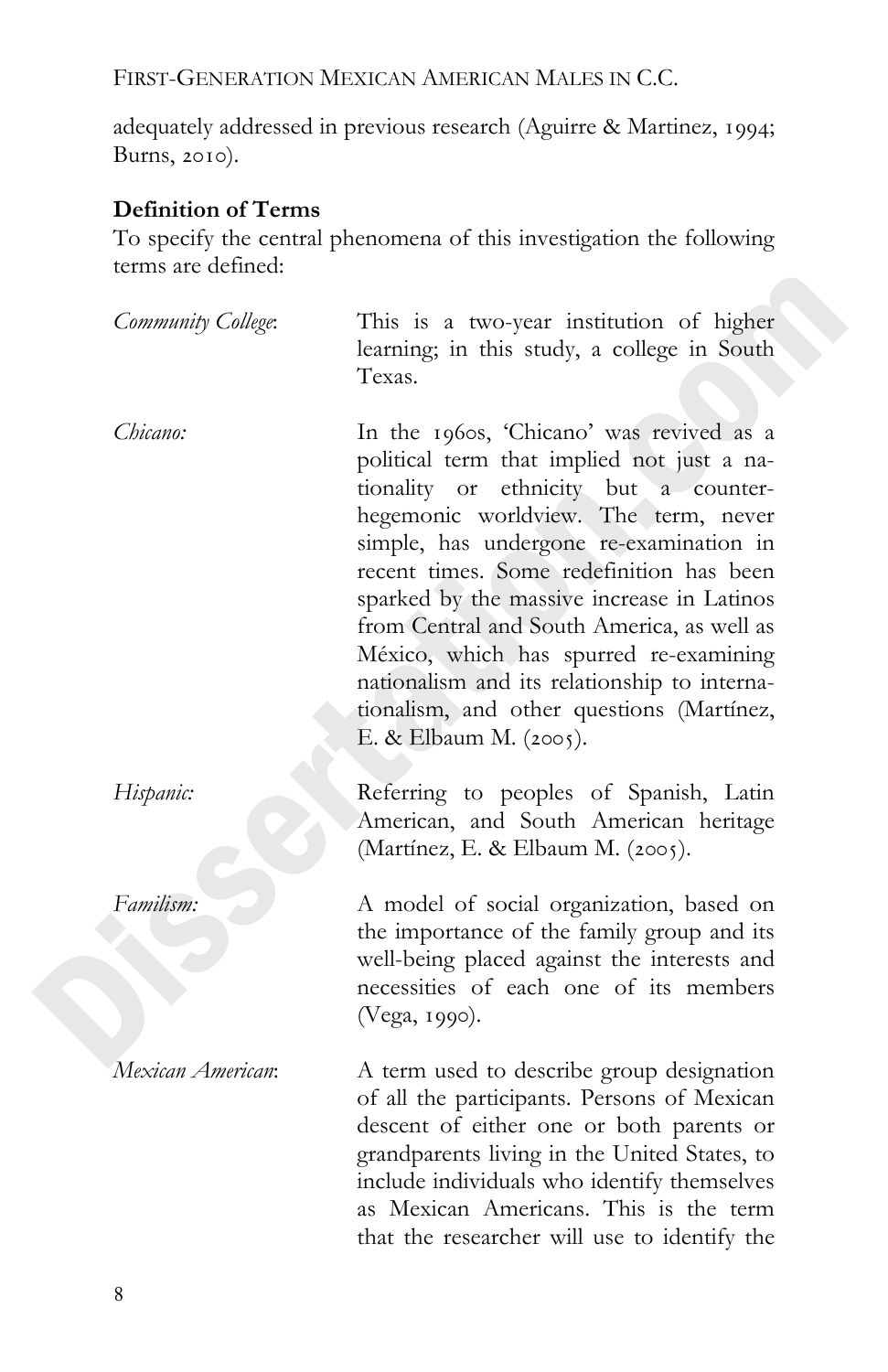adequately addressed in previous research (Aguirre & Martinez, 1994; Burns, 2010).

**Definition of Terms**

To specify the central phenomena of this investigation the following terms are defined:

*Community College*: This is a two-year institution of higher learning; in this study, a college in South Texas.

*Chicano:* In the 1960s, 'Chicano' was revived as a political term that implied not just a nationality or ethnicity but a counter-hegemonic worldview. The term, never simple, has undergone re-examination in recent times. Some redefinition has been sparked by the massive increase in Latinos from Central and South America, as well as México, which has spurred re-examining nationalism and its relationship to internationalism, and other questions (Martínez, E. & Elbaum M. (2005).

*Hispanic:* Referring to peoples of Spanish, Latin American, and South American heritage (Martínez, E. & Elbaum M. (2005).

*Familism:* A model of social organization, based on the importance of the family group and its well-being placed against the interests and necessities of each one of its members (Vega, 1990).

*Mexican American*: A term used to describe group designation of all the participants. Persons of Mexican descent of either one or both parents or grandparents living in the United States, to include individuals who identify themselves as Mexican Americans. This is the term that the researcher will use to identify the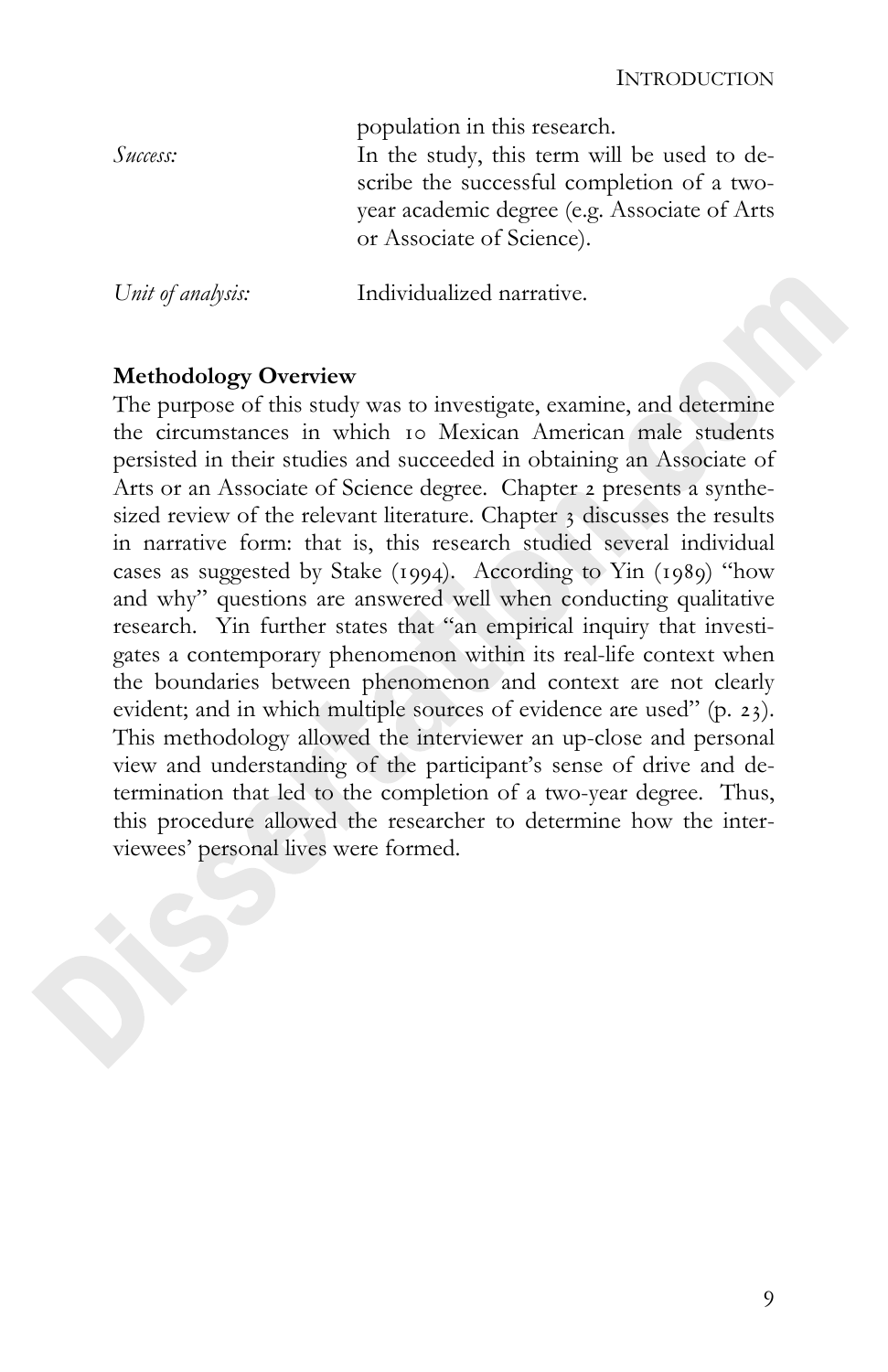population in this research.

*Success:* In the study, this term will be used to describe the successful completion of a two-year academic degree (e.g. Associate of Arts or Associate of Science).

*Unit of analysis:* Individualized narrative.

**Methodology Overview**

The purpose of this study was to investigate, examine, and determine the circumstances in which 10 Mexican American male students persisted in their studies and succeeded in obtaining an Associate of Arts or an Associate of Science degree. Chapter 2 presents a synthesized review of the relevant literature. Chapter 3 discusses the results in narrative form: that is, this research studied several individual cases as suggested by Stake (1994). According to Yin (1989) "how and why" questions are answered well when conducting qualitative research. Yin further states that "an empirical inquiry that investigates a contemporary phenomenon within its real-life context when the boundaries between phenomenon and context are not clearly evident; and in which multiple sources of evidence are used" (p. 23). This methodology allowed the interviewer an up-close and personal view and understanding of the participant's sense of drive and determination that led to the completion of a two-year degree. Thus, this procedure allowed the researcher to determine how the interviewees' personal lives were formed.